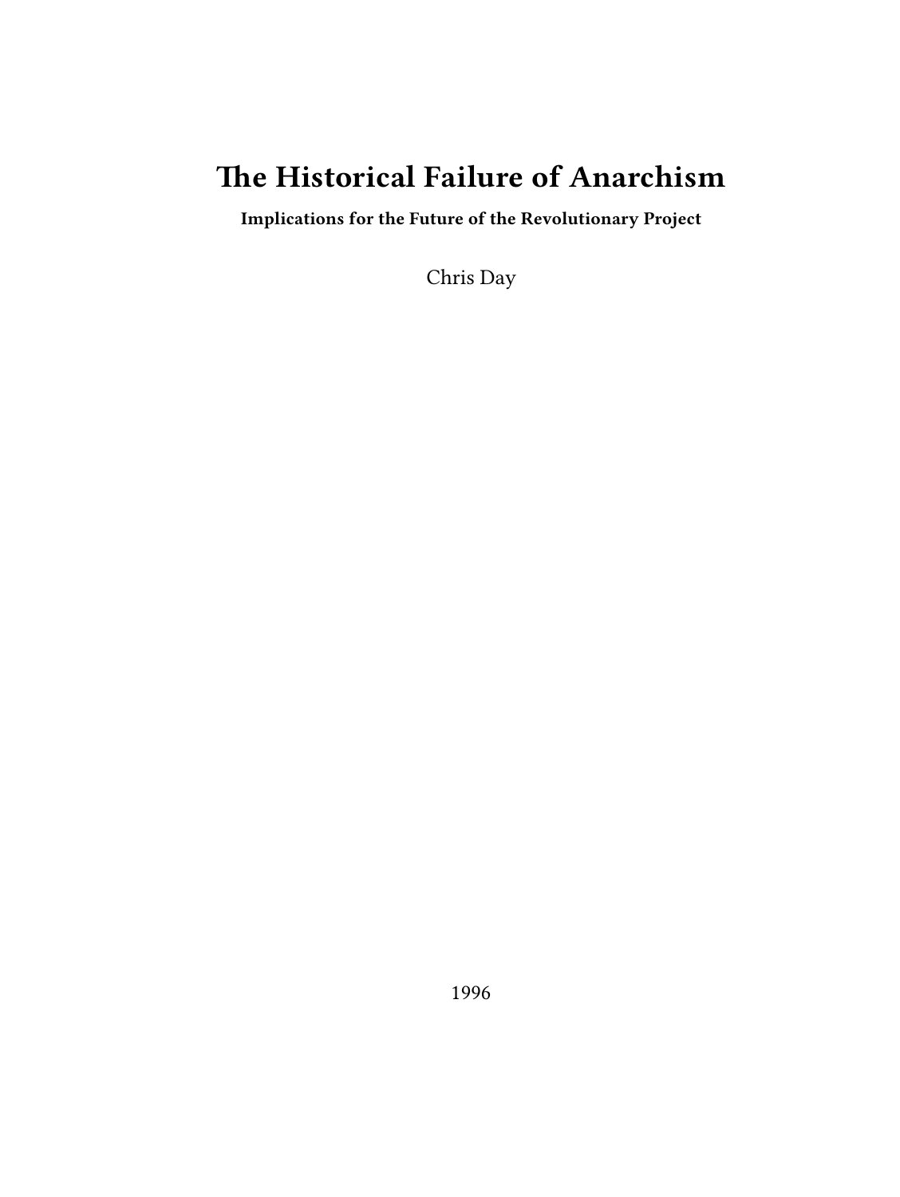# The Historical Failure of Anarchism

**Implications for the Future of the Revolutionary Project**

Chris Day

1996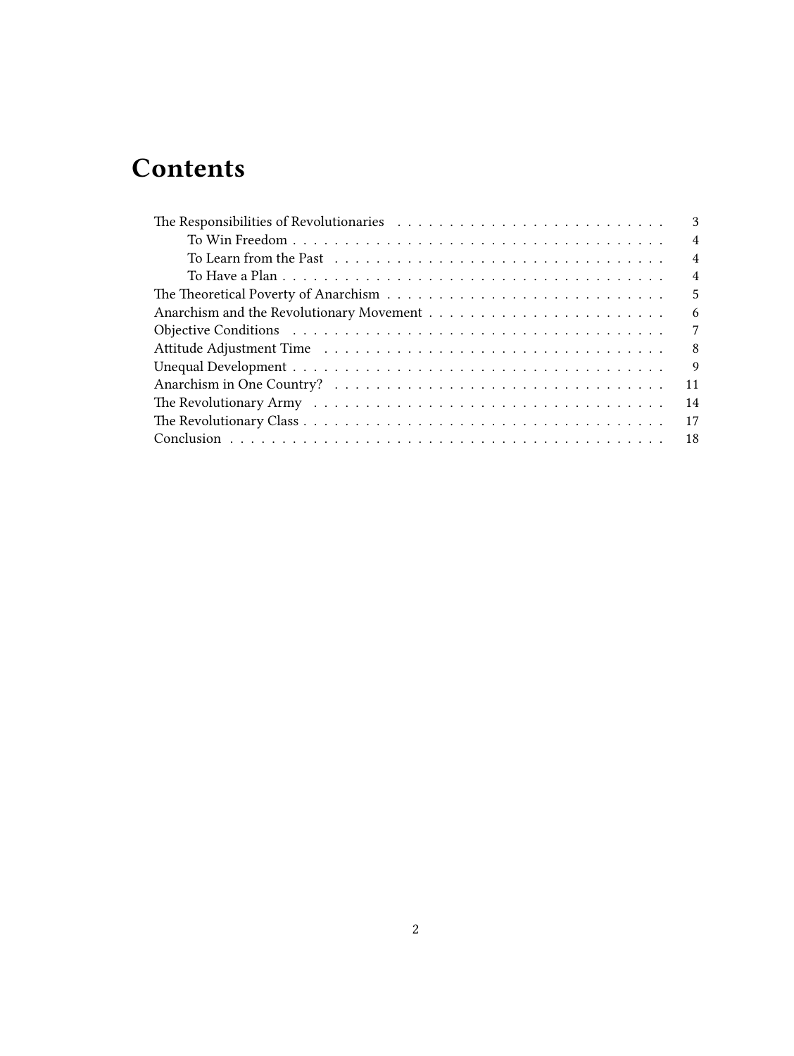# Contents

- The Responsibilities of Revolutionaries . . . . . 3
  - To Win Freedom . . . . . 4
  - To Learn from the Past . . . . . 4
  - To Have a Plan . . . . . 4
- The Theoretical Poverty of Anarchism . . . . . 5
- Anarchism and the Revolutionary Movement . . . . . 6
- Objective Conditions . . . . . 7
- Attitude Adjustment Time . . . . . 8
- Unequal Development . . . . . 9
- Anarchism in One Country? . . . . . 11
- The Revolutionary Army . . . . . 14
- The Revolutionary Class . . . . . 17
- Conclusion . . . . . 18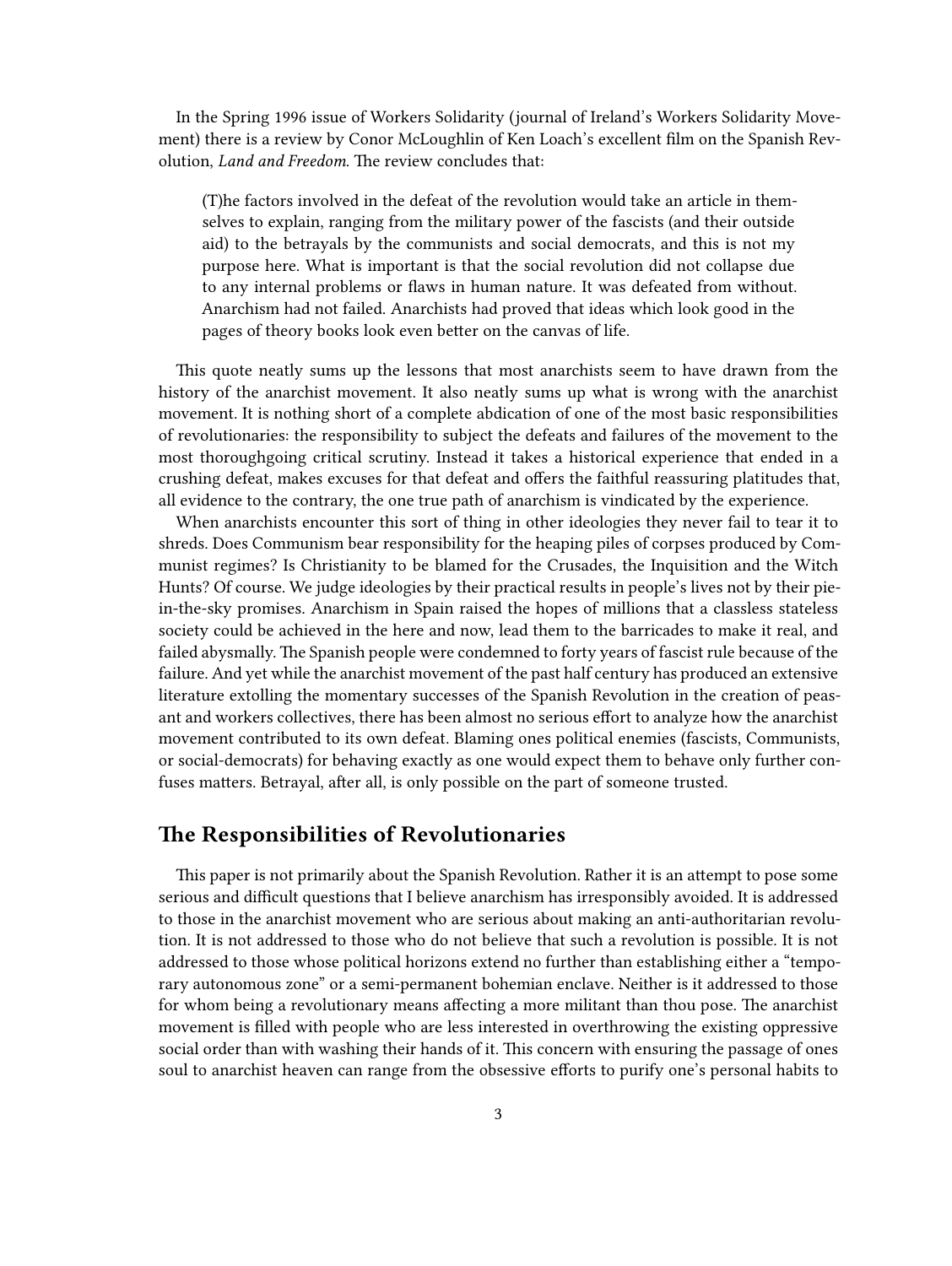In the Spring 1996 issue of Workers Solidarity (journal of Ireland's Workers Solidarity Movement) there is a review by Conor McLoughlin of Ken Loach's excellent film on the Spanish Revolution, *Land and Freedom*. The review concludes that:

> (T)he factors involved in the defeat of the revolution would take an article in themselves to explain, ranging from the military power of the fascists (and their outside aid) to the betrayals by the communists and social democrats, and this is not my purpose here. What is important is that the social revolution did not collapse due to any internal problems or flaws in human nature. It was defeated from without. Anarchism had not failed. Anarchists had proved that ideas which look good in the pages of theory books look even better on the canvas of life.

This quote neatly sums up the lessons that most anarchists seem to have drawn from the history of the anarchist movement. It also neatly sums up what is wrong with the anarchist movement. It is nothing short of a complete abdication of one of the most basic responsibilities of revolutionaries: the responsibility to subject the defeats and failures of the movement to the most thoroughgoing critical scrutiny. Instead it takes a historical experience that ended in a crushing defeat, makes excuses for that defeat and offers the faithful reassuring platitudes that, all evidence to the contrary, the one true path of anarchism is vindicated by the experience.

When anarchists encounter this sort of thing in other ideologies they never fail to tear it to shreds. Does Communism bear responsibility for the heaping piles of corpses produced by Communist regimes? Is Christianity to be blamed for the Crusades, the Inquisition and the Witch Hunts? Of course. We judge ideologies by their practical results in people's lives not by their pie-in-the-sky promises. Anarchism in Spain raised the hopes of millions that a classless stateless society could be achieved in the here and now, lead them to the barricades to make it real, and failed abysmally. The Spanish people were condemned to forty years of fascist rule because of the failure. And yet while the anarchist movement of the past half century has produced an extensive literature extolling the momentary successes of the Spanish Revolution in the creation of peasant and workers collectives, there has been almost no serious effort to analyze how the anarchist movement contributed to its own defeat. Blaming ones political enemies (fascists, Communists, or social-democrats) for behaving exactly as one would expect them to behave only further confuses matters. Betrayal, after all, is only possible on the part of someone trusted.

## The Responsibilities of Revolutionaries

This paper is not primarily about the Spanish Revolution. Rather it is an attempt to pose some serious and difficult questions that I believe anarchism has irresponsibly avoided. It is addressed to those in the anarchist movement who are serious about making an anti-authoritarian revolution. It is not addressed to those who do not believe that such a revolution is possible. It is not addressed to those whose political horizons extend no further than establishing either a "temporary autonomous zone" or a semi-permanent bohemian enclave. Neither is it addressed to those for whom being a revolutionary means affecting a more militant than thou pose. The anarchist movement is filled with people who are less interested in overthrowing the existing oppressive social order than with washing their hands of it. This concern with ensuring the passage of ones soul to anarchist heaven can range from the obsessive efforts to purify one's personal habits to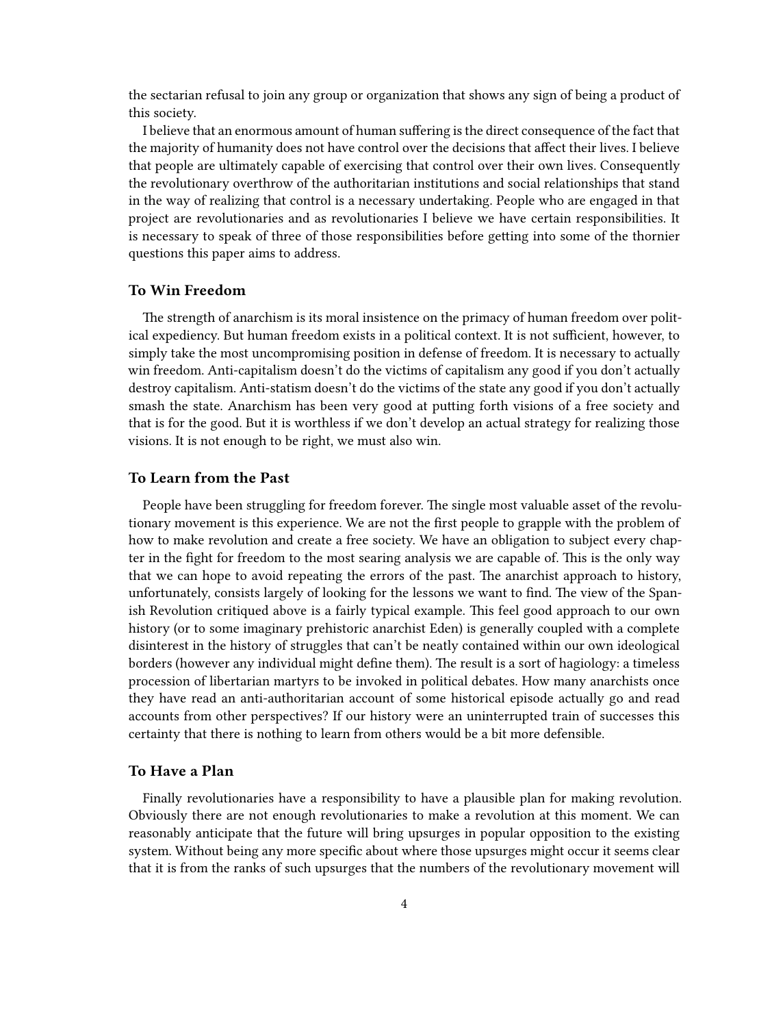the sectarian refusal to join any group or organization that shows any sign of being a product of this society.

I believe that an enormous amount of human suffering is the direct consequence of the fact that the majority of humanity does not have control over the decisions that affect their lives. I believe that people are ultimately capable of exercising that control over their own lives. Consequently the revolutionary overthrow of the authoritarian institutions and social relationships that stand in the way of realizing that control is a necessary undertaking. People who are engaged in that project are revolutionaries and as revolutionaries I believe we have certain responsibilities. It is necessary to speak of three of those responsibilities before getting into some of the thornier questions this paper aims to address.

### To Win Freedom

The strength of anarchism is its moral insistence on the primacy of human freedom over political expediency. But human freedom exists in a political context. It is not sufficient, however, to simply take the most uncompromising position in defense of freedom. It is necessary to actually win freedom. Anti-capitalism doesn't do the victims of capitalism any good if you don't actually destroy capitalism. Anti-statism doesn't do the victims of the state any good if you don't actually smash the state. Anarchism has been very good at putting forth visions of a free society and that is for the good. But it is worthless if we don't develop an actual strategy for realizing those visions. It is not enough to be right, we must also win.

### To Learn from the Past

People have been struggling for freedom forever. The single most valuable asset of the revolutionary movement is this experience. We are not the first people to grapple with the problem of how to make revolution and create a free society. We have an obligation to subject every chapter in the fight for freedom to the most searing analysis we are capable of. This is the only way that we can hope to avoid repeating the errors of the past. The anarchist approach to history, unfortunately, consists largely of looking for the lessons we want to find. The view of the Spanish Revolution critiqued above is a fairly typical example. This feel good approach to our own history (or to some imaginary prehistoric anarchist Eden) is generally coupled with a complete disinterest in the history of struggles that can't be neatly contained within our own ideological borders (however any individual might define them). The result is a sort of hagiology: a timeless procession of libertarian martyrs to be invoked in political debates. How many anarchists once they have read an anti-authoritarian account of some historical episode actually go and read accounts from other perspectives? If our history were an uninterrupted train of successes this certainty that there is nothing to learn from others would be a bit more defensible.

### To Have a Plan

Finally revolutionaries have a responsibility to have a plausible plan for making revolution. Obviously there are not enough revolutionaries to make a revolution at this moment. We can reasonably anticipate that the future will bring upsurges in popular opposition to the existing system. Without being any more specific about where those upsurges might occur it seems clear that it is from the ranks of such upsurges that the numbers of the revolutionary movement will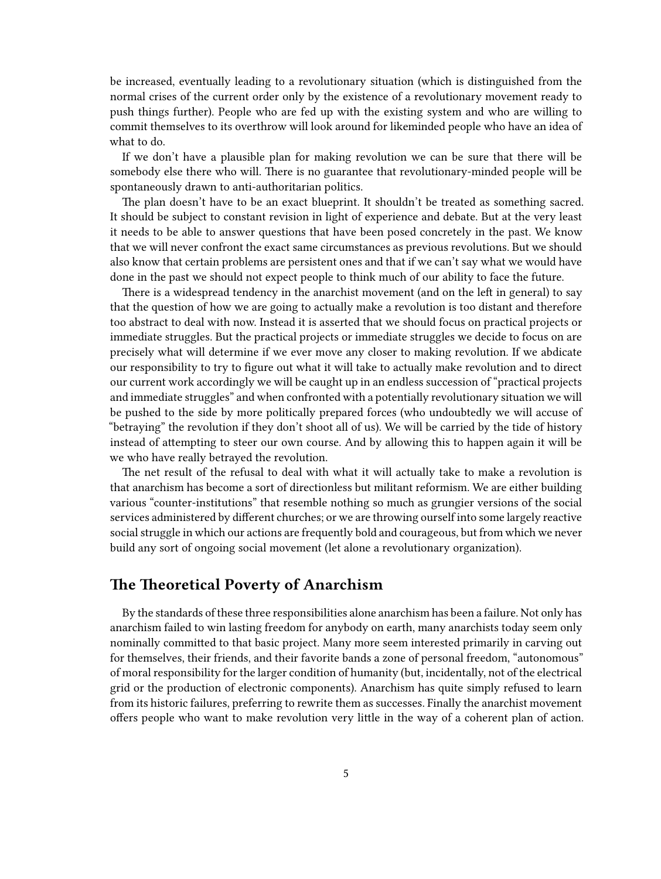be increased, eventually leading to a revolutionary situation (which is distinguished from the normal crises of the current order only by the existence of a revolutionary movement ready to push things further). People who are fed up with the existing system and who are willing to commit themselves to its overthrow will look around for likeminded people who have an idea of what to do.

If we don't have a plausible plan for making revolution we can be sure that there will be somebody else there who will. There is no guarantee that revolutionary-minded people will be spontaneously drawn to anti-authoritarian politics.

The plan doesn't have to be an exact blueprint. It shouldn't be treated as something sacred. It should be subject to constant revision in light of experience and debate. But at the very least it needs to be able to answer questions that have been posed concretely in the past. We know that we will never confront the exact same circumstances as previous revolutions. But we should also know that certain problems are persistent ones and that if we can't say what we would have done in the past we should not expect people to think much of our ability to face the future.

There is a widespread tendency in the anarchist movement (and on the left in general) to say that the question of how we are going to actually make a revolution is too distant and therefore too abstract to deal with now. Instead it is asserted that we should focus on practical projects or immediate struggles. But the practical projects or immediate struggles we decide to focus on are precisely what will determine if we ever move any closer to making revolution. If we abdicate our responsibility to try to figure out what it will take to actually make revolution and to direct our current work accordingly we will be caught up in an endless succession of "practical projects and immediate struggles" and when confronted with a potentially revolutionary situation we will be pushed to the side by more politically prepared forces (who undoubtedly we will accuse of "betraying" the revolution if they don't shoot all of us). We will be carried by the tide of history instead of attempting to steer our own course. And by allowing this to happen again it will be we who have really betrayed the revolution.

The net result of the refusal to deal with what it will actually take to make a revolution is that anarchism has become a sort of directionless but militant reformism. We are either building various "counter-institutions" that resemble nothing so much as grungier versions of the social services administered by different churches; or we are throwing ourself into some largely reactive social struggle in which our actions are frequently bold and courageous, but from which we never build any sort of ongoing social movement (let alone a revolutionary organization).

## The Theoretical Poverty of Anarchism

By the standards of these three responsibilities alone anarchism has been a failure. Not only has anarchism failed to win lasting freedom for anybody on earth, many anarchists today seem only nominally committed to that basic project. Many more seem interested primarily in carving out for themselves, their friends, and their favorite bands a zone of personal freedom, "autonomous" of moral responsibility for the larger condition of humanity (but, incidentally, not of the electrical grid or the production of electronic components). Anarchism has quite simply refused to learn from its historic failures, preferring to rewrite them as successes. Finally the anarchist movement offers people who want to make revolution very little in the way of a coherent plan of action.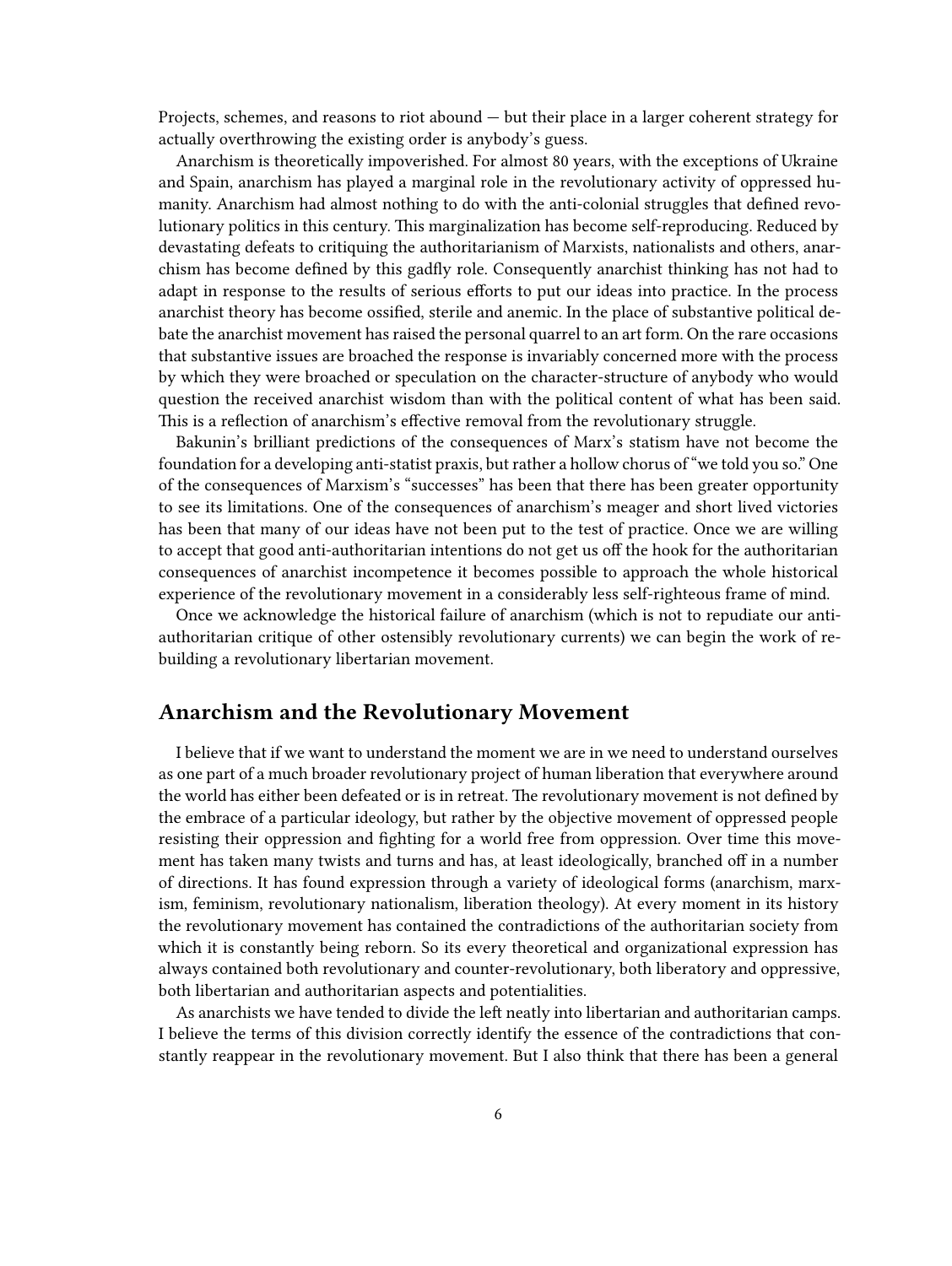Projects, schemes, and reasons to riot abound — but their place in a larger coherent strategy for actually overthrowing the existing order is anybody's guess.

Anarchism is theoretically impoverished. For almost 80 years, with the exceptions of Ukraine and Spain, anarchism has played a marginal role in the revolutionary activity of oppressed humanity. Anarchism had almost nothing to do with the anti-colonial struggles that defined revolutionary politics in this century. This marginalization has become self-reproducing. Reduced by devastating defeats to critiquing the authoritarianism of Marxists, nationalists and others, anarchism has become defined by this gadfly role. Consequently anarchist thinking has not had to adapt in response to the results of serious efforts to put our ideas into practice. In the process anarchist theory has become ossified, sterile and anemic. In the place of substantive political debate the anarchist movement has raised the personal quarrel to an art form. On the rare occasions that substantive issues are broached the response is invariably concerned more with the process by which they were broached or speculation on the character-structure of anybody who would question the received anarchist wisdom than with the political content of what has been said. This is a reflection of anarchism's effective removal from the revolutionary struggle.

Bakunin's brilliant predictions of the consequences of Marx's statism have not become the foundation for a developing anti-statist praxis, but rather a hollow chorus of "we told you so." One of the consequences of Marxism's "successes" has been that there has been greater opportunity to see its limitations. One of the consequences of anarchism's meager and short lived victories has been that many of our ideas have not been put to the test of practice. Once we are willing to accept that good anti-authoritarian intentions do not get us off the hook for the authoritarian consequences of anarchist incompetence it becomes possible to approach the whole historical experience of the revolutionary movement in a considerably less self-righteous frame of mind.

Once we acknowledge the historical failure of anarchism (which is not to repudiate our anti-authoritarian critique of other ostensibly revolutionary currents) we can begin the work of rebuilding a revolutionary libertarian movement.

## Anarchism and the Revolutionary Movement

I believe that if we want to understand the moment we are in we need to understand ourselves as one part of a much broader revolutionary project of human liberation that everywhere around the world has either been defeated or is in retreat. The revolutionary movement is not defined by the embrace of a particular ideology, but rather by the objective movement of oppressed people resisting their oppression and fighting for a world free from oppression. Over time this movement has taken many twists and turns and has, at least ideologically, branched off in a number of directions. It has found expression through a variety of ideological forms (anarchism, marxism, feminism, revolutionary nationalism, liberation theology). At every moment in its history the revolutionary movement has contained the contradictions of the authoritarian society from which it is constantly being reborn. So its every theoretical and organizational expression has always contained both revolutionary and counter-revolutionary, both liberatory and oppressive, both libertarian and authoritarian aspects and potentialities.

As anarchists we have tended to divide the left neatly into libertarian and authoritarian camps. I believe the terms of this division correctly identify the essence of the contradictions that constantly reappear in the revolutionary movement. But I also think that there has been a general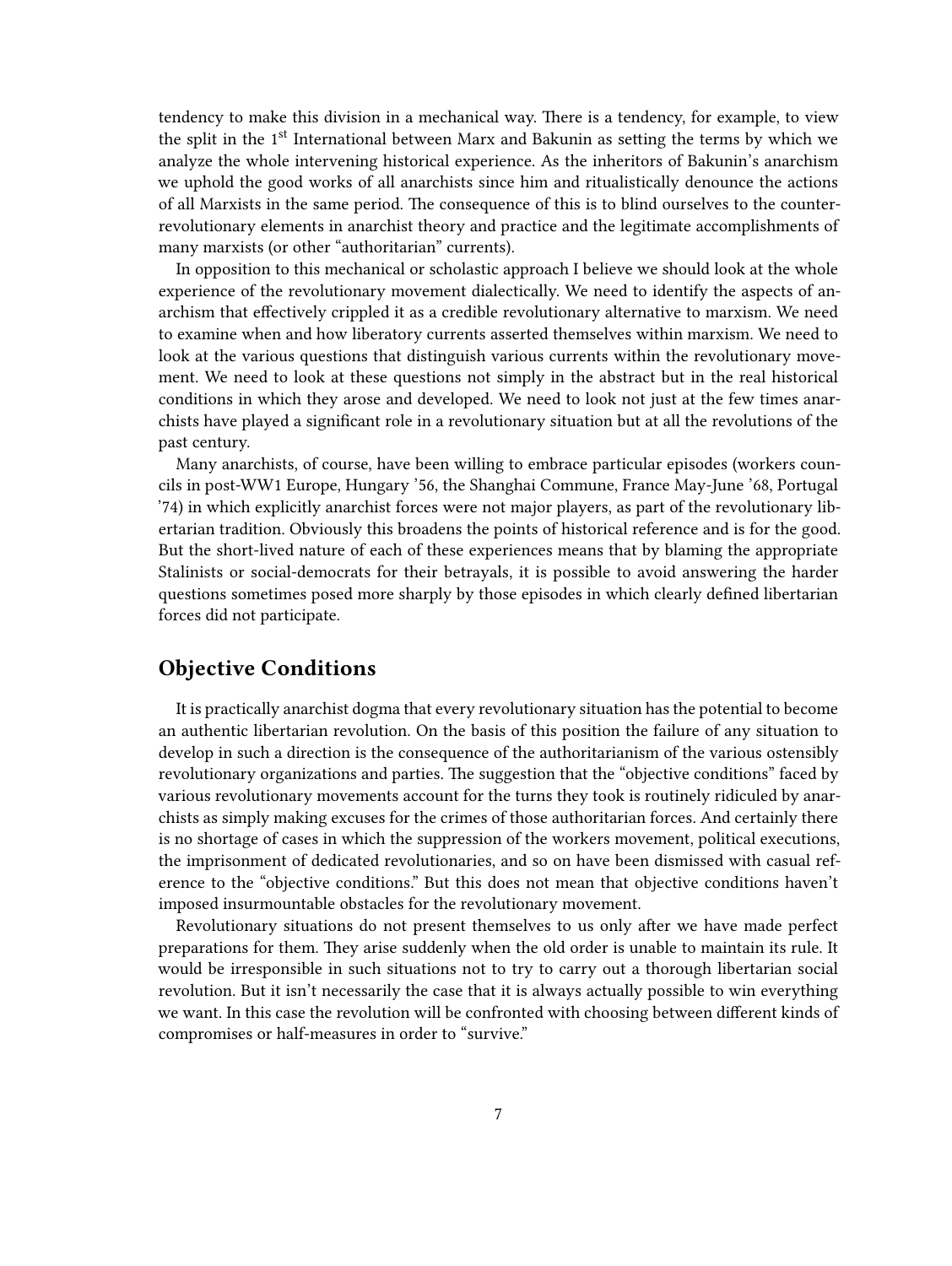tendency to make this division in a mechanical way. There is a tendency, for example, to view the split in the 1st International between Marx and Bakunin as setting the terms by which we analyze the whole intervening historical experience. As the inheritors of Bakunin's anarchism we uphold the good works of all anarchists since him and ritualistically denounce the actions of all Marxists in the same period. The consequence of this is to blind ourselves to the counter-revolutionary elements in anarchist theory and practice and the legitimate accomplishments of many marxists (or other "authoritarian" currents).

In opposition to this mechanical or scholastic approach I believe we should look at the whole experience of the revolutionary movement dialectically. We need to identify the aspects of anarchism that effectively crippled it as a credible revolutionary alternative to marxism. We need to examine when and how liberatory currents asserted themselves within marxism. We need to look at the various questions that distinguish various currents within the revolutionary movement. We need to look at these questions not simply in the abstract but in the real historical conditions in which they arose and developed. We need to look not just at the few times anarchists have played a significant role in a revolutionary situation but at all the revolutions of the past century.

Many anarchists, of course, have been willing to embrace particular episodes (workers councils in post-WW1 Europe, Hungary '56, the Shanghai Commune, France May-June '68, Portugal '74) in which explicitly anarchist forces were not major players, as part of the revolutionary libertarian tradition. Obviously this broadens the points of historical reference and is for the good. But the short-lived nature of each of these experiences means that by blaming the appropriate Stalinists or social-democrats for their betrayals, it is possible to avoid answering the harder questions sometimes posed more sharply by those episodes in which clearly defined libertarian forces did not participate.

## Objective Conditions

It is practically anarchist dogma that every revolutionary situation has the potential to become an authentic libertarian revolution. On the basis of this position the failure of any situation to develop in such a direction is the consequence of the authoritarianism of the various ostensibly revolutionary organizations and parties. The suggestion that the "objective conditions" faced by various revolutionary movements account for the turns they took is routinely ridiculed by anarchists as simply making excuses for the crimes of those authoritarian forces. And certainly there is no shortage of cases in which the suppression of the workers movement, political executions, the imprisonment of dedicated revolutionaries, and so on have been dismissed with casual reference to the "objective conditions." But this does not mean that objective conditions haven't imposed insurmountable obstacles for the revolutionary movement.

Revolutionary situations do not present themselves to us only after we have made perfect preparations for them. They arise suddenly when the old order is unable to maintain its rule. It would be irresponsible in such situations not to try to carry out a thorough libertarian social revolution. But it isn't necessarily the case that it is always actually possible to win everything we want. In this case the revolution will be confronted with choosing between different kinds of compromises or half-measures in order to "survive."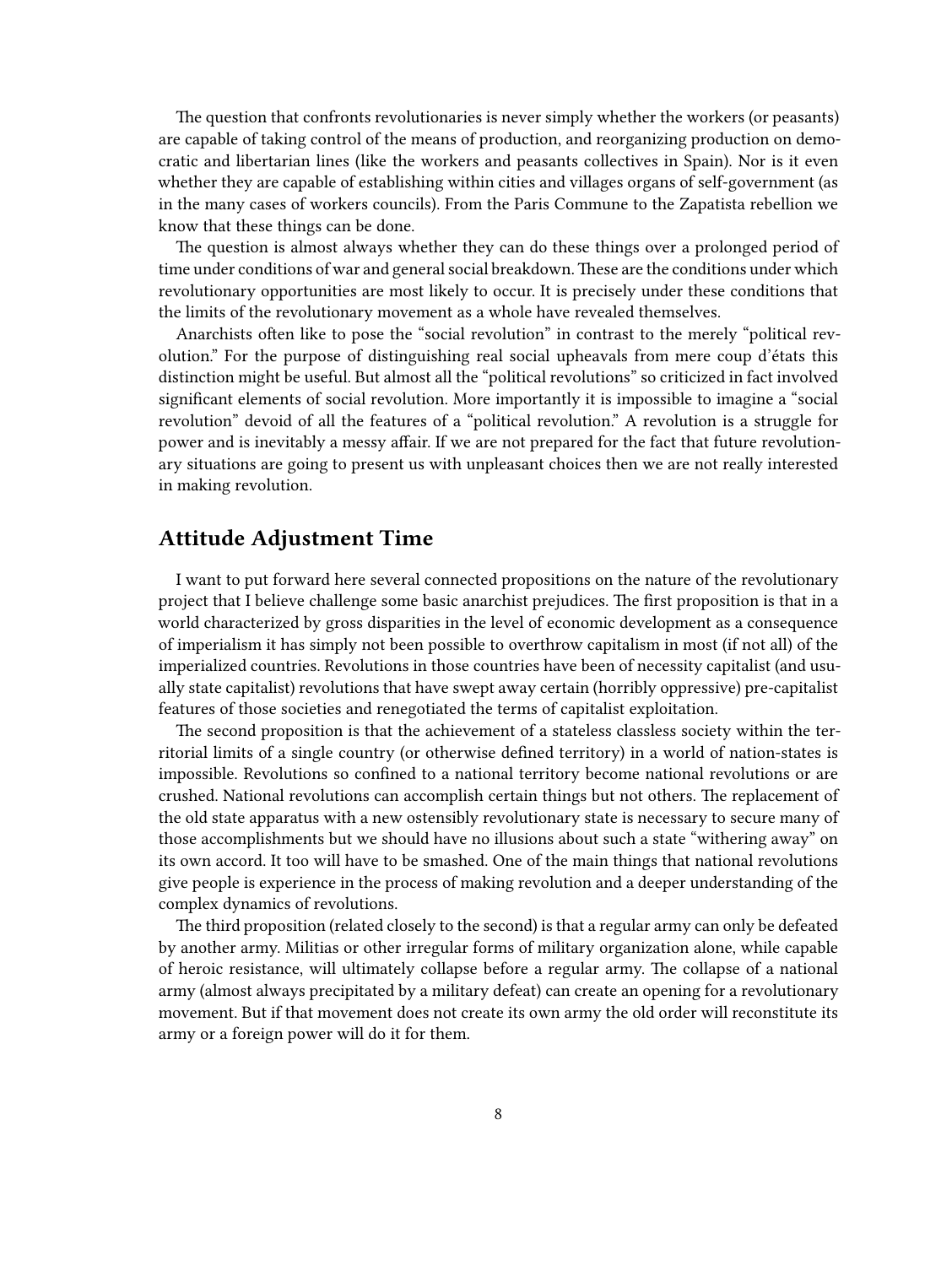The question that confronts revolutionaries is never simply whether the workers (or peasants) are capable of taking control of the means of production, and reorganizing production on democratic and libertarian lines (like the workers and peasants collectives in Spain). Nor is it even whether they are capable of establishing within cities and villages organs of self-government (as in the many cases of workers councils). From the Paris Commune to the Zapatista rebellion we know that these things can be done.

The question is almost always whether they can do these things over a prolonged period of time under conditions of war and general social breakdown. These are the conditions under which revolutionary opportunities are most likely to occur. It is precisely under these conditions that the limits of the revolutionary movement as a whole have revealed themselves.

Anarchists often like to pose the "social revolution" in contrast to the merely "political revolution." For the purpose of distinguishing real social upheavals from mere coup d'états this distinction might be useful. But almost all the "political revolutions" so criticized in fact involved significant elements of social revolution. More importantly it is impossible to imagine a "social revolution" devoid of all the features of a "political revolution." A revolution is a struggle for power and is inevitably a messy affair. If we are not prepared for the fact that future revolutionary situations are going to present us with unpleasant choices then we are not really interested in making revolution.

## Attitude Adjustment Time

I want to put forward here several connected propositions on the nature of the revolutionary project that I believe challenge some basic anarchist prejudices. The first proposition is that in a world characterized by gross disparities in the level of economic development as a consequence of imperialism it has simply not been possible to overthrow capitalism in most (if not all) of the imperialized countries. Revolutions in those countries have been of necessity capitalist (and usually state capitalist) revolutions that have swept away certain (horribly oppressive) pre-capitalist features of those societies and renegotiated the terms of capitalist exploitation.

The second proposition is that the achievement of a stateless classless society within the territorial limits of a single country (or otherwise defined territory) in a world of nation-states is impossible. Revolutions so confined to a national territory become national revolutions or are crushed. National revolutions can accomplish certain things but not others. The replacement of the old state apparatus with a new ostensibly revolutionary state is necessary to secure many of those accomplishments but we should have no illusions about such a state "withering away" on its own accord. It too will have to be smashed. One of the main things that national revolutions give people is experience in the process of making revolution and a deeper understanding of the complex dynamics of revolutions.

The third proposition (related closely to the second) is that a regular army can only be defeated by another army. Militias or other irregular forms of military organization alone, while capable of heroic resistance, will ultimately collapse before a regular army. The collapse of a national army (almost always precipitated by a military defeat) can create an opening for a revolutionary movement. But if that movement does not create its own army the old order will reconstitute its army or a foreign power will do it for them.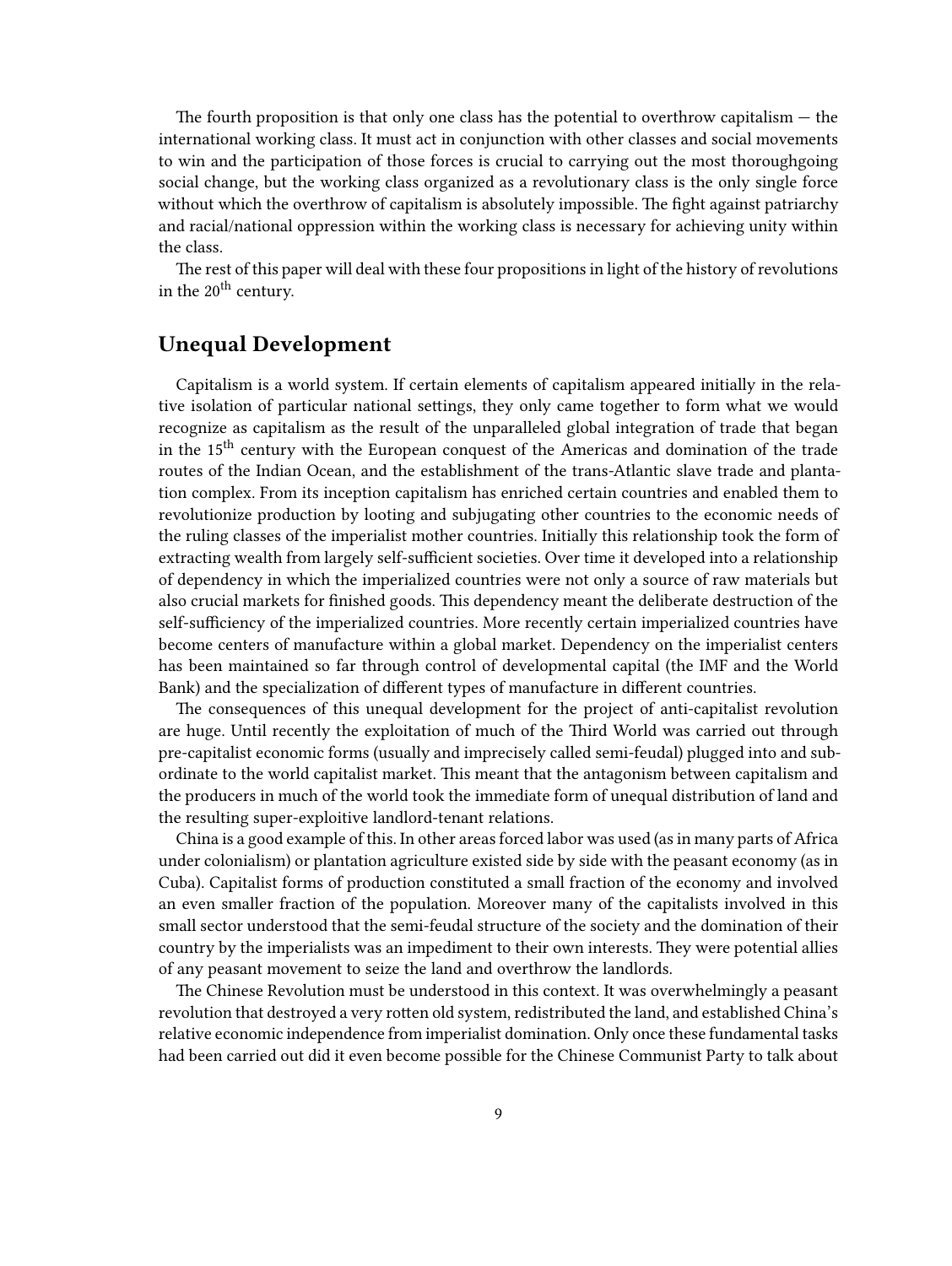The fourth proposition is that only one class has the potential to overthrow capitalism — the international working class. It must act in conjunction with other classes and social movements to win and the participation of those forces is crucial to carrying out the most thoroughgoing social change, but the working class organized as a revolutionary class is the only single force without which the overthrow of capitalism is absolutely impossible. The fight against patriarchy and racial/national oppression within the working class is necessary for achieving unity within the class.

The rest of this paper will deal with these four propositions in light of the history of revolutions in the 20th century.

## Unequal Development

Capitalism is a world system. If certain elements of capitalism appeared initially in the relative isolation of particular national settings, they only came together to form what we would recognize as capitalism as the result of the unparalleled global integration of trade that began in the 15th century with the European conquest of the Americas and domination of the trade routes of the Indian Ocean, and the establishment of the trans-Atlantic slave trade and plantation complex. From its inception capitalism has enriched certain countries and enabled them to revolutionize production by looting and subjugating other countries to the economic needs of the ruling classes of the imperialist mother countries. Initially this relationship took the form of extracting wealth from largely self-sufficient societies. Over time it developed into a relationship of dependency in which the imperialized countries were not only a source of raw materials but also crucial markets for finished goods. This dependency meant the deliberate destruction of the self-sufficiency of the imperialized countries. More recently certain imperialized countries have become centers of manufacture within a global market. Dependency on the imperialist centers has been maintained so far through control of developmental capital (the IMF and the World Bank) and the specialization of different types of manufacture in different countries.

The consequences of this unequal development for the project of anti-capitalist revolution are huge. Until recently the exploitation of much of the Third World was carried out through pre-capitalist economic forms (usually and imprecisely called semi-feudal) plugged into and subordinate to the world capitalist market. This meant that the antagonism between capitalism and the producers in much of the world took the immediate form of unequal distribution of land and the resulting super-exploitive landlord-tenant relations.

China is a good example of this. In other areas forced labor was used (as in many parts of Africa under colonialism) or plantation agriculture existed side by side with the peasant economy (as in Cuba). Capitalist forms of production constituted a small fraction of the economy and involved an even smaller fraction of the population. Moreover many of the capitalists involved in this small sector understood that the semi-feudal structure of the society and the domination of their country by the imperialists was an impediment to their own interests. They were potential allies of any peasant movement to seize the land and overthrow the landlords.

The Chinese Revolution must be understood in this context. It was overwhelmingly a peasant revolution that destroyed a very rotten old system, redistributed the land, and established China's relative economic independence from imperialist domination. Only once these fundamental tasks had been carried out did it even become possible for the Chinese Communist Party to talk about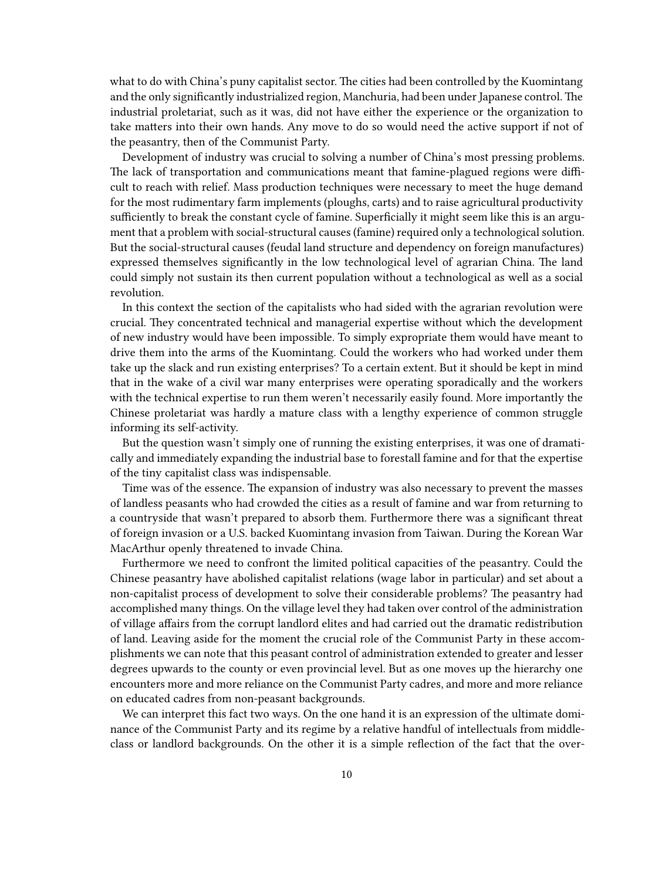what to do with China's puny capitalist sector. The cities had been controlled by the Kuomintang and the only significantly industrialized region, Manchuria, had been under Japanese control. The industrial proletariat, such as it was, did not have either the experience or the organization to take matters into their own hands. Any move to do so would need the active support if not of the peasantry, then of the Communist Party.

Development of industry was crucial to solving a number of China's most pressing problems. The lack of transportation and communications meant that famine-plagued regions were difficult to reach with relief. Mass production techniques were necessary to meet the huge demand for the most rudimentary farm implements (ploughs, carts) and to raise agricultural productivity sufficiently to break the constant cycle of famine. Superficially it might seem like this is an argument that a problem with social-structural causes (famine) required only a technological solution. But the social-structural causes (feudal land structure and dependency on foreign manufactures) expressed themselves significantly in the low technological level of agrarian China. The land could simply not sustain its then current population without a technological as well as a social revolution.

In this context the section of the capitalists who had sided with the agrarian revolution were crucial. They concentrated technical and managerial expertise without which the development of new industry would have been impossible. To simply expropriate them would have meant to drive them into the arms of the Kuomintang. Could the workers who had worked under them take up the slack and run existing enterprises? To a certain extent. But it should be kept in mind that in the wake of a civil war many enterprises were operating sporadically and the workers with the technical expertise to run them weren't necessarily easily found. More importantly the Chinese proletariat was hardly a mature class with a lengthy experience of common struggle informing its self-activity.

But the question wasn't simply one of running the existing enterprises, it was one of dramatically and immediately expanding the industrial base to forestall famine and for that the expertise of the tiny capitalist class was indispensable.

Time was of the essence. The expansion of industry was also necessary to prevent the masses of landless peasants who had crowded the cities as a result of famine and war from returning to a countryside that wasn't prepared to absorb them. Furthermore there was a significant threat of foreign invasion or a U.S. backed Kuomintang invasion from Taiwan. During the Korean War MacArthur openly threatened to invade China.

Furthermore we need to confront the limited political capacities of the peasantry. Could the Chinese peasantry have abolished capitalist relations (wage labor in particular) and set about a non-capitalist process of development to solve their considerable problems? The peasantry had accomplished many things. On the village level they had taken over control of the administration of village affairs from the corrupt landlord elites and had carried out the dramatic redistribution of land. Leaving aside for the moment the crucial role of the Communist Party in these accomplishments we can note that this peasant control of administration extended to greater and lesser degrees upwards to the county or even provincial level. But as one moves up the hierarchy one encounters more and more reliance on the Communist Party cadres, and more and more reliance on educated cadres from non-peasant backgrounds.

We can interpret this fact two ways. On the one hand it is an expression of the ultimate dominance of the Communist Party and its regime by a relative handful of intellectuals from middle-class or landlord backgrounds. On the other it is a simple reflection of the fact that the over-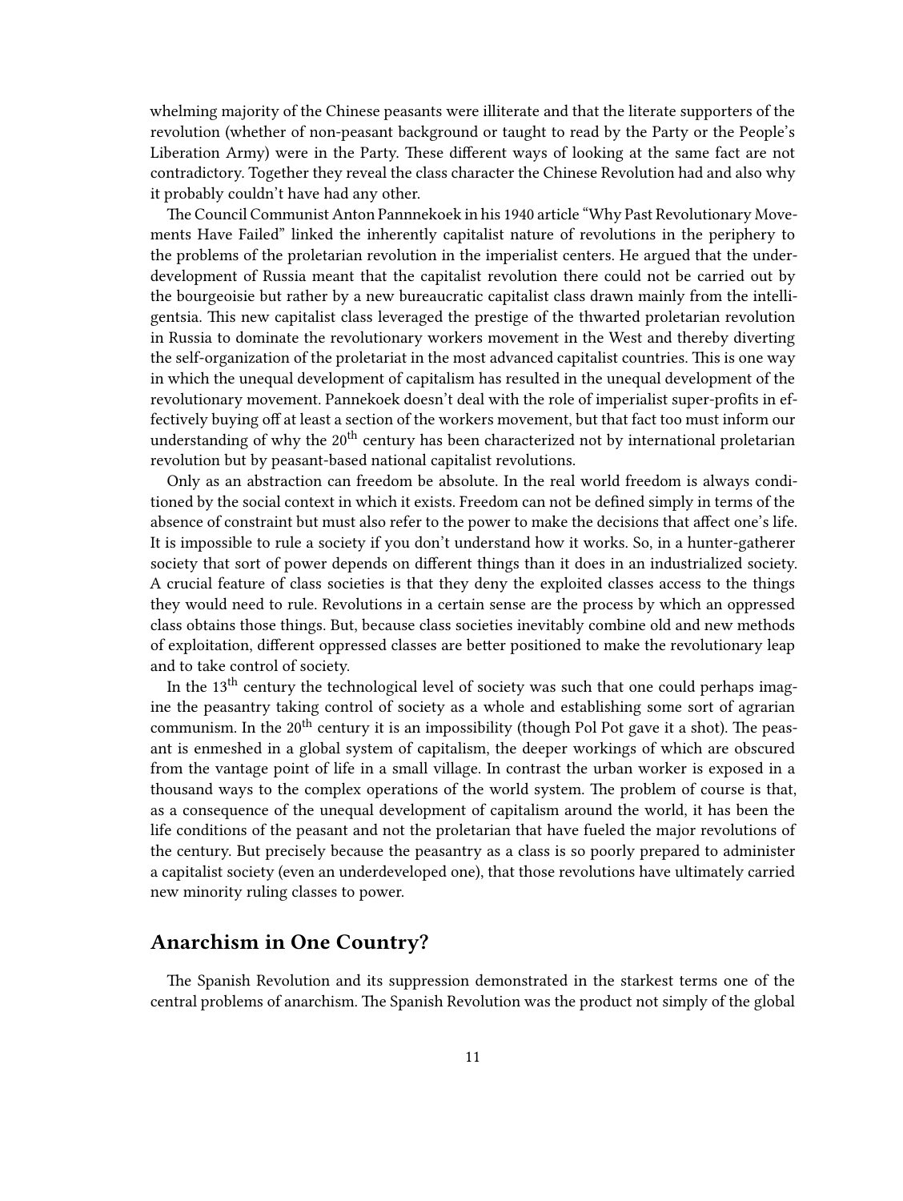whelming majority of the Chinese peasants were illiterate and that the literate supporters of the revolution (whether of non-peasant background or taught to read by the Party or the People's Liberation Army) were in the Party. These different ways of looking at the same fact are not contradictory. Together they reveal the class character the Chinese Revolution had and also why it probably couldn't have had any other.

The Council Communist Anton Pannnekoek in his 1940 article "Why Past Revolutionary Movements Have Failed" linked the inherently capitalist nature of revolutions in the periphery to the problems of the proletarian revolution in the imperialist centers. He argued that the underdevelopment of Russia meant that the capitalist revolution there could not be carried out by the bourgeoisie but rather by a new bureaucratic capitalist class drawn mainly from the intelligentsia. This new capitalist class leveraged the prestige of the thwarted proletarian revolution in Russia to dominate the revolutionary workers movement in the West and thereby diverting the self-organization of the proletariat in the most advanced capitalist countries. This is one way in which the unequal development of capitalism has resulted in the unequal development of the revolutionary movement. Pannekoek doesn't deal with the role of imperialist super-profits in effectively buying off at least a section of the workers movement, but that fact too must inform our understanding of why the 20th century has been characterized not by international proletarian revolution but by peasant-based national capitalist revolutions.

Only as an abstraction can freedom be absolute. In the real world freedom is always conditioned by the social context in which it exists. Freedom can not be defined simply in terms of the absence of constraint but must also refer to the power to make the decisions that affect one's life. It is impossible to rule a society if you don't understand how it works. So, in a hunter-gatherer society that sort of power depends on different things than it does in an industrialized society. A crucial feature of class societies is that they deny the exploited classes access to the things they would need to rule. Revolutions in a certain sense are the process by which an oppressed class obtains those things. But, because class societies inevitably combine old and new methods of exploitation, different oppressed classes are better positioned to make the revolutionary leap and to take control of society.

In the 13th century the technological level of society was such that one could perhaps imagine the peasantry taking control of society as a whole and establishing some sort of agrarian communism. In the 20th century it is an impossibility (though Pol Pot gave it a shot). The peasant is enmeshed in a global system of capitalism, the deeper workings of which are obscured from the vantage point of life in a small village. In contrast the urban worker is exposed in a thousand ways to the complex operations of the world system. The problem of course is that, as a consequence of the unequal development of capitalism around the world, it has been the life conditions of the peasant and not the proletarian that have fueled the major revolutions of the century. But precisely because the peasantry as a class is so poorly prepared to administer a capitalist society (even an underdeveloped one), that those revolutions have ultimately carried new minority ruling classes to power.

## Anarchism in One Country?

The Spanish Revolution and its suppression demonstrated in the starkest terms one of the central problems of anarchism. The Spanish Revolution was the product not simply of the global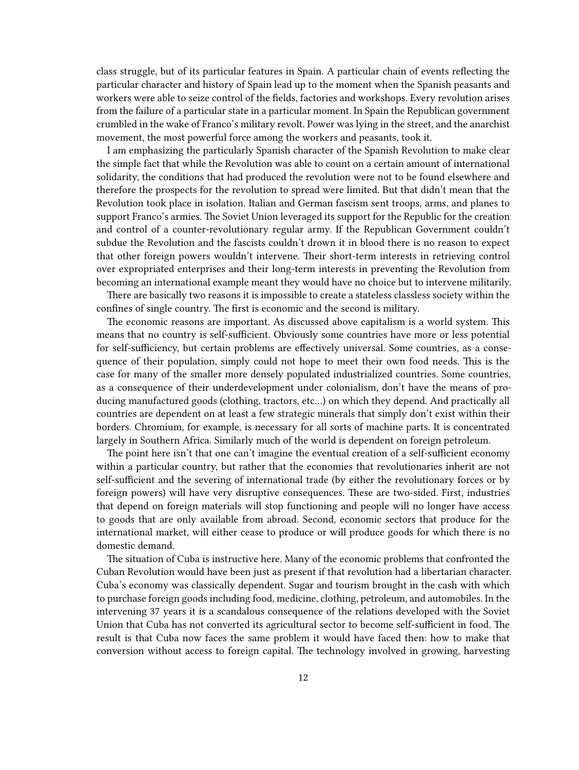class struggle, but of its particular features in Spain. A particular chain of events reflecting the particular character and history of Spain lead up to the moment when the Spanish peasants and workers were able to seize control of the fields, factories and workshops. Every revolution arises from the failure of a particular state in a particular moment. In Spain the Republican government crumbled in the wake of Franco's military revolt. Power was lying in the street, and the anarchist movement, the most powerful force among the workers and peasants, took it.

I am emphasizing the particularly Spanish character of the Spanish Revolution to make clear the simple fact that while the Revolution was able to count on a certain amount of international solidarity, the conditions that had produced the revolution were not to be found elsewhere and therefore the prospects for the revolution to spread were limited. But that didn't mean that the Revolution took place in isolation. Italian and German fascism sent troops, arms, and planes to support Franco's armies. The Soviet Union leveraged its support for the Republic for the creation and control of a counter-revolutionary regular army. If the Republican Government couldn't subdue the Revolution and the fascists couldn't drown it in blood there is no reason to expect that other foreign powers wouldn't intervene. Their short-term interests in retrieving control over expropriated enterprises and their long-term interests in preventing the Revolution from becoming an international example meant they would have no choice but to intervene militarily.

There are basically two reasons it is impossible to create a stateless classless society within the confines of single country. The first is economic and the second is military.

The economic reasons are important. As discussed above capitalism is a world system. This means that no country is self-sufficient. Obviously some countries have more or less potential for self-sufficiency, but certain problems are effectively universal. Some countries, as a consequence of their population, simply could not hope to meet their own food needs. This is the case for many of the smaller more densely populated industrialized countries. Some countries, as a consequence of their underdevelopment under colonialism, don't have the means of producing manufactured goods (clothing, tractors, etc…) on which they depend. And practically all countries are dependent on at least a few strategic minerals that simply don't exist within their borders. Chromium, for example, is necessary for all sorts of machine parts. It is concentrated largely in Southern Africa. Similarly much of the world is dependent on foreign petroleum.

The point here isn't that one can't imagine the eventual creation of a self-sufficient economy within a particular country, but rather that the economies that revolutionaries inherit are not self-sufficient and the severing of international trade (by either the revolutionary forces or by foreign powers) will have very disruptive consequences. These are two-sided. First, industries that depend on foreign materials will stop functioning and people will no longer have access to goods that are only available from abroad. Second, economic sectors that produce for the international market, will either cease to produce or will produce goods for which there is no domestic demand.

The situation of Cuba is instructive here. Many of the economic problems that confronted the Cuban Revolution would have been just as present if that revolution had a libertarian character. Cuba's economy was classically dependent. Sugar and tourism brought in the cash with which to purchase foreign goods including food, medicine, clothing, petroleum, and automobiles. In the intervening 37 years it is a scandalous consequence of the relations developed with the Soviet Union that Cuba has not converted its agricultural sector to become self-sufficient in food. The result is that Cuba now faces the same problem it would have faced then: how to make that conversion without access to foreign capital. The technology involved in growing, harvesting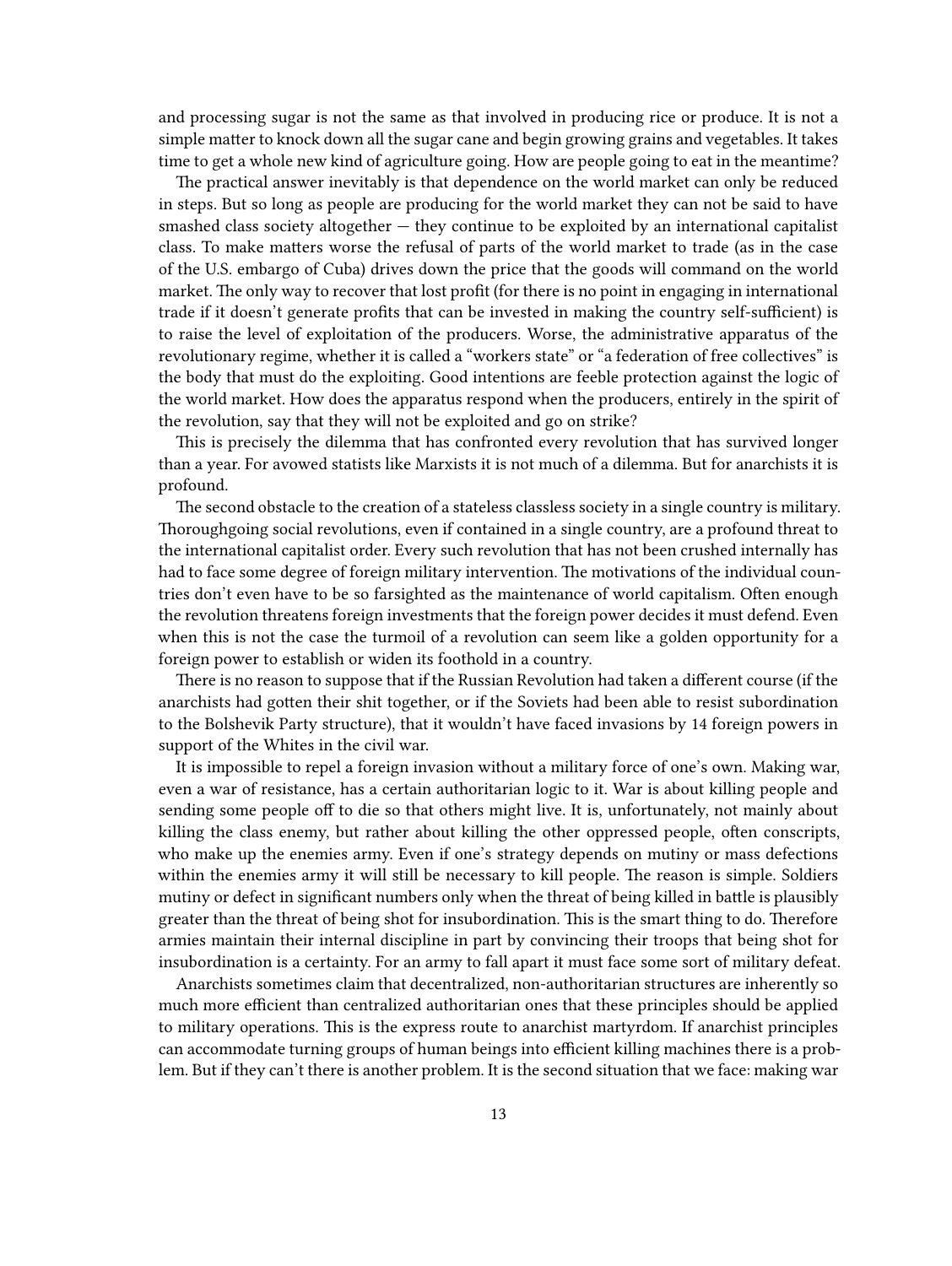and processing sugar is not the same as that involved in producing rice or produce. It is not a simple matter to knock down all the sugar cane and begin growing grains and vegetables. It takes time to get a whole new kind of agriculture going. How are people going to eat in the meantime?

The practical answer inevitably is that dependence on the world market can only be reduced in steps. But so long as people are producing for the world market they can not be said to have smashed class society altogether — they continue to be exploited by an international capitalist class. To make matters worse the refusal of parts of the world market to trade (as in the case of the U.S. embargo of Cuba) drives down the price that the goods will command on the world market. The only way to recover that lost profit (for there is no point in engaging in international trade if it doesn't generate profits that can be invested in making the country self-sufficient) is to raise the level of exploitation of the producers. Worse, the administrative apparatus of the revolutionary regime, whether it is called a "workers state" or "a federation of free collectives" is the body that must do the exploiting. Good intentions are feeble protection against the logic of the world market. How does the apparatus respond when the producers, entirely in the spirit of the revolution, say that they will not be exploited and go on strike?

This is precisely the dilemma that has confronted every revolution that has survived longer than a year. For avowed statists like Marxists it is not much of a dilemma. But for anarchists it is profound.

The second obstacle to the creation of a stateless classless society in a single country is military. Thoroughgoing social revolutions, even if contained in a single country, are a profound threat to the international capitalist order. Every such revolution that has not been crushed internally has had to face some degree of foreign military intervention. The motivations of the individual countries don't even have to be so farsighted as the maintenance of world capitalism. Often enough the revolution threatens foreign investments that the foreign power decides it must defend. Even when this is not the case the turmoil of a revolution can seem like a golden opportunity for a foreign power to establish or widen its foothold in a country.

There is no reason to suppose that if the Russian Revolution had taken a different course (if the anarchists had gotten their shit together, or if the Soviets had been able to resist subordination to the Bolshevik Party structure), that it wouldn't have faced invasions by 14 foreign powers in support of the Whites in the civil war.

It is impossible to repel a foreign invasion without a military force of one's own. Making war, even a war of resistance, has a certain authoritarian logic to it. War is about killing people and sending some people off to die so that others might live. It is, unfortunately, not mainly about killing the class enemy, but rather about killing the other oppressed people, often conscripts, who make up the enemies army. Even if one's strategy depends on mutiny or mass defections within the enemies army it will still be necessary to kill people. The reason is simple. Soldiers mutiny or defect in significant numbers only when the threat of being killed in battle is plausibly greater than the threat of being shot for insubordination. This is the smart thing to do. Therefore armies maintain their internal discipline in part by convincing their troops that being shot for insubordination is a certainty. For an army to fall apart it must face some sort of military defeat.

Anarchists sometimes claim that decentralized, non-authoritarian structures are inherently so much more efficient than centralized authoritarian ones that these principles should be applied to military operations. This is the express route to anarchist martyrdom. If anarchist principles can accommodate turning groups of human beings into efficient killing machines there is a problem. But if they can't there is another problem. It is the second situation that we face: making war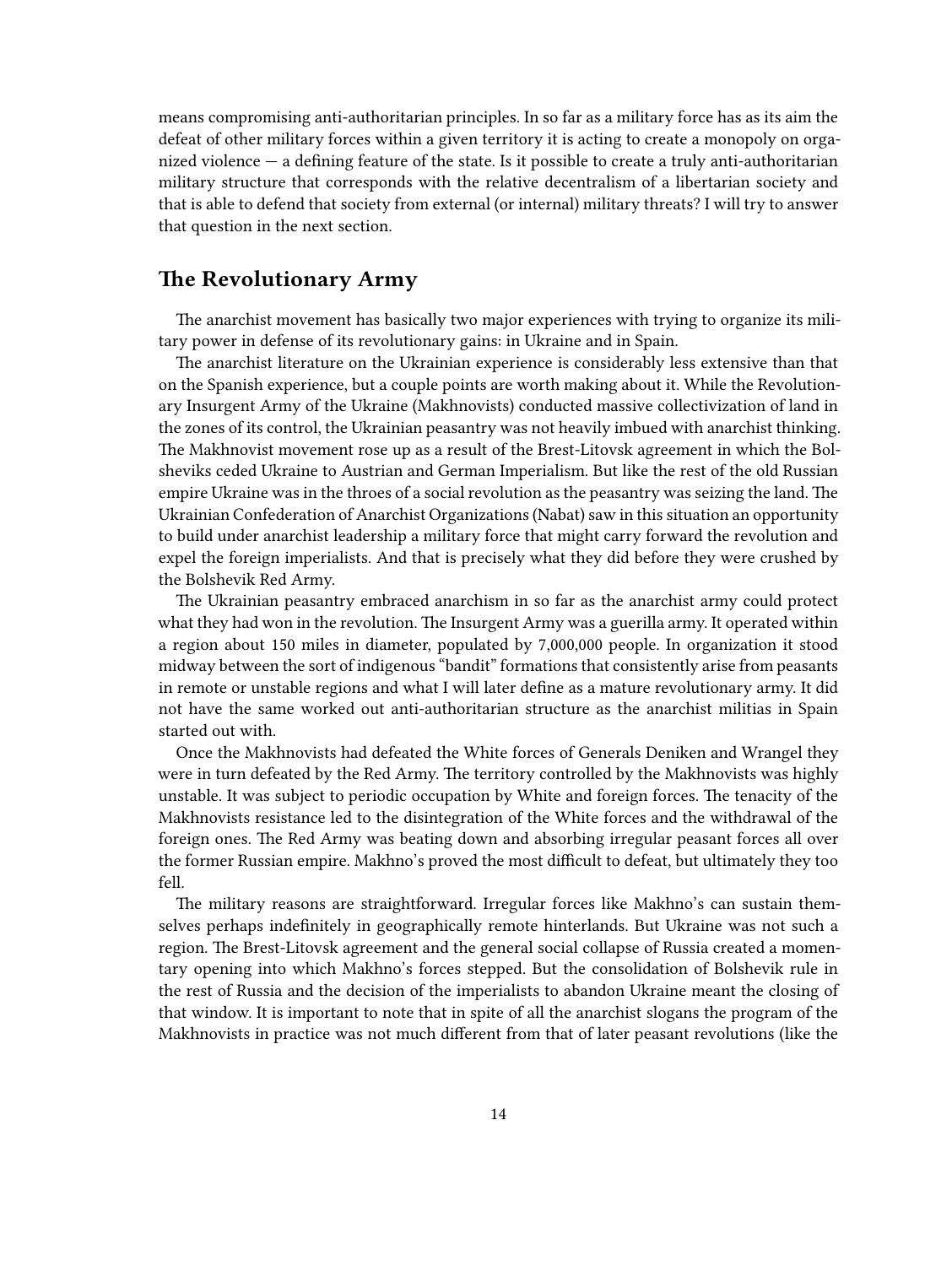means compromising anti-authoritarian principles. In so far as a military force has as its aim the defeat of other military forces within a given territory it is acting to create a monopoly on organized violence — a defining feature of the state. Is it possible to create a truly anti-authoritarian military structure that corresponds with the relative decentralism of a libertarian society and that is able to defend that society from external (or internal) military threats? I will try to answer that question in the next section.

## The Revolutionary Army

The anarchist movement has basically two major experiences with trying to organize its military power in defense of its revolutionary gains: in Ukraine and in Spain.

The anarchist literature on the Ukrainian experience is considerably less extensive than that on the Spanish experience, but a couple points are worth making about it. While the Revolutionary Insurgent Army of the Ukraine (Makhnovists) conducted massive collectivization of land in the zones of its control, the Ukrainian peasantry was not heavily imbued with anarchist thinking. The Makhnovist movement rose up as a result of the Brest-Litovsk agreement in which the Bolsheviks ceded Ukraine to Austrian and German Imperialism. But like the rest of the old Russian empire Ukraine was in the throes of a social revolution as the peasantry was seizing the land. The Ukrainian Confederation of Anarchist Organizations (Nabat) saw in this situation an opportunity to build under anarchist leadership a military force that might carry forward the revolution and expel the foreign imperialists. And that is precisely what they did before they were crushed by the Bolshevik Red Army.

The Ukrainian peasantry embraced anarchism in so far as the anarchist army could protect what they had won in the revolution. The Insurgent Army was a guerilla army. It operated within a region about 150 miles in diameter, populated by 7,000,000 people. In organization it stood midway between the sort of indigenous "bandit" formations that consistently arise from peasants in remote or unstable regions and what I will later define as a mature revolutionary army. It did not have the same worked out anti-authoritarian structure as the anarchist militias in Spain started out with.

Once the Makhnovists had defeated the White forces of Generals Deniken and Wrangel they were in turn defeated by the Red Army. The territory controlled by the Makhnovists was highly unstable. It was subject to periodic occupation by White and foreign forces. The tenacity of the Makhnovists resistance led to the disintegration of the White forces and the withdrawal of the foreign ones. The Red Army was beating down and absorbing irregular peasant forces all over the former Russian empire. Makhno's proved the most difficult to defeat, but ultimately they too fell.

The military reasons are straightforward. Irregular forces like Makhno's can sustain themselves perhaps indefinitely in geographically remote hinterlands. But Ukraine was not such a region. The Brest-Litovsk agreement and the general social collapse of Russia created a momentary opening into which Makhno's forces stepped. But the consolidation of Bolshevik rule in the rest of Russia and the decision of the imperialists to abandon Ukraine meant the closing of that window. It is important to note that in spite of all the anarchist slogans the program of the Makhnovists in practice was not much different from that of later peasant revolutions (like the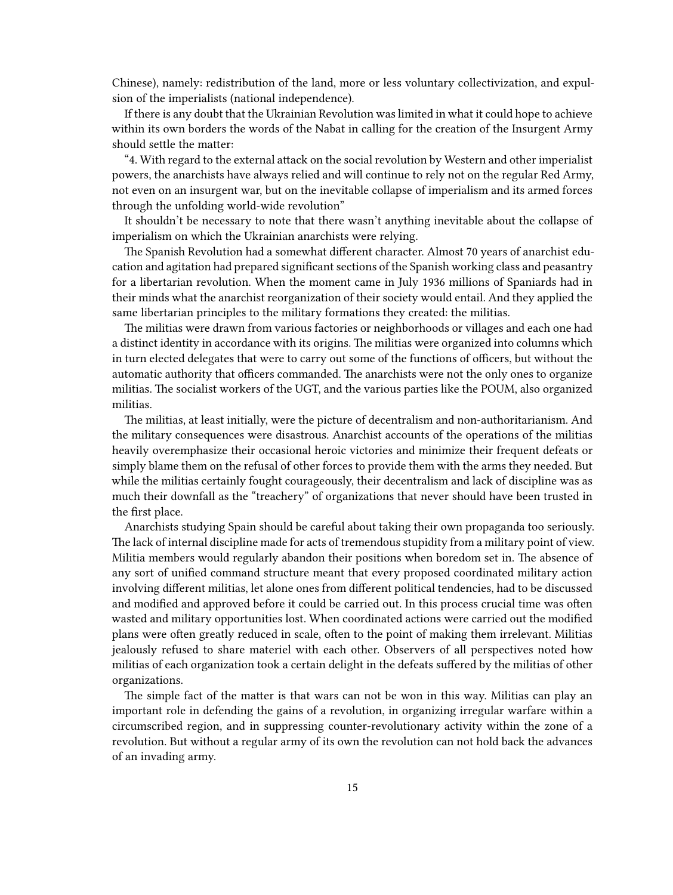Chinese), namely: redistribution of the land, more or less voluntary collectivization, and expulsion of the imperialists (national independence).

If there is any doubt that the Ukrainian Revolution was limited in what it could hope to achieve within its own borders the words of the Nabat in calling for the creation of the Insurgent Army should settle the matter:

"4. With regard to the external attack on the social revolution by Western and other imperialist powers, the anarchists have always relied and will continue to rely not on the regular Red Army, not even on an insurgent war, but on the inevitable collapse of imperialism and its armed forces through the unfolding world-wide revolution"

It shouldn't be necessary to note that there wasn't anything inevitable about the collapse of imperialism on which the Ukrainian anarchists were relying.

The Spanish Revolution had a somewhat different character. Almost 70 years of anarchist education and agitation had prepared significant sections of the Spanish working class and peasantry for a libertarian revolution. When the moment came in July 1936 millions of Spaniards had in their minds what the anarchist reorganization of their society would entail. And they applied the same libertarian principles to the military formations they created: the militias.

The militias were drawn from various factories or neighborhoods or villages and each one had a distinct identity in accordance with its origins. The militias were organized into columns which in turn elected delegates that were to carry out some of the functions of officers, but without the automatic authority that officers commanded. The anarchists were not the only ones to organize militias. The socialist workers of the UGT, and the various parties like the POUM, also organized militias.

The militias, at least initially, were the picture of decentralism and non-authoritarianism. And the military consequences were disastrous. Anarchist accounts of the operations of the militias heavily overemphasize their occasional heroic victories and minimize their frequent defeats or simply blame them on the refusal of other forces to provide them with the arms they needed. But while the militias certainly fought courageously, their decentralism and lack of discipline was as much their downfall as the "treachery" of organizations that never should have been trusted in the first place.

Anarchists studying Spain should be careful about taking their own propaganda too seriously. The lack of internal discipline made for acts of tremendous stupidity from a military point of view. Militia members would regularly abandon their positions when boredom set in. The absence of any sort of unified command structure meant that every proposed coordinated military action involving different militias, let alone ones from different political tendencies, had to be discussed and modified and approved before it could be carried out. In this process crucial time was often wasted and military opportunities lost. When coordinated actions were carried out the modified plans were often greatly reduced in scale, often to the point of making them irrelevant. Militias jealously refused to share materiel with each other. Observers of all perspectives noted how militias of each organization took a certain delight in the defeats suffered by the militias of other organizations.

The simple fact of the matter is that wars can not be won in this way. Militias can play an important role in defending the gains of a revolution, in organizing irregular warfare within a circumscribed region, and in suppressing counter-revolutionary activity within the zone of a revolution. But without a regular army of its own the revolution can not hold back the advances of an invading army.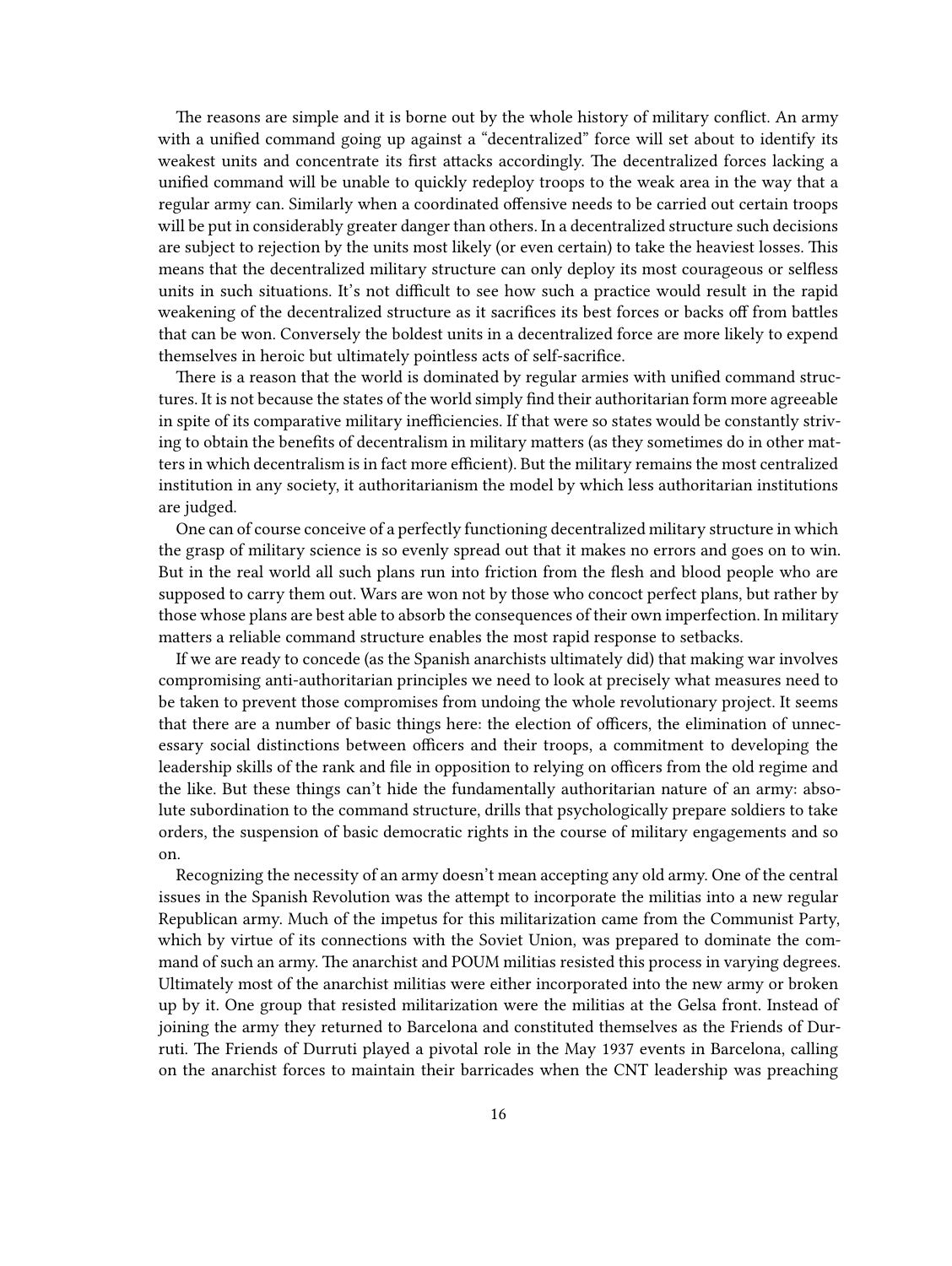The reasons are simple and it is borne out by the whole history of military conflict. An army with a unified command going up against a "decentralized" force will set about to identify its weakest units and concentrate its first attacks accordingly. The decentralized forces lacking a unified command will be unable to quickly redeploy troops to the weak area in the way that a regular army can. Similarly when a coordinated offensive needs to be carried out certain troops will be put in considerably greater danger than others. In a decentralized structure such decisions are subject to rejection by the units most likely (or even certain) to take the heaviest losses. This means that the decentralized military structure can only deploy its most courageous or selfless units in such situations. It's not difficult to see how such a practice would result in the rapid weakening of the decentralized structure as it sacrifices its best forces or backs off from battles that can be won. Conversely the boldest units in a decentralized force are more likely to expend themselves in heroic but ultimately pointless acts of self-sacrifice.

There is a reason that the world is dominated by regular armies with unified command structures. It is not because the states of the world simply find their authoritarian form more agreeable in spite of its comparative military inefficiencies. If that were so states would be constantly striving to obtain the benefits of decentralism in military matters (as they sometimes do in other matters in which decentralism is in fact more efficient). But the military remains the most centralized institution in any society, it authoritarianism the model by which less authoritarian institutions are judged.

One can of course conceive of a perfectly functioning decentralized military structure in which the grasp of military science is so evenly spread out that it makes no errors and goes on to win. But in the real world all such plans run into friction from the flesh and blood people who are supposed to carry them out. Wars are won not by those who concoct perfect plans, but rather by those whose plans are best able to absorb the consequences of their own imperfection. In military matters a reliable command structure enables the most rapid response to setbacks.

If we are ready to concede (as the Spanish anarchists ultimately did) that making war involves compromising anti-authoritarian principles we need to look at precisely what measures need to be taken to prevent those compromises from undoing the whole revolutionary project. It seems that there are a number of basic things here: the election of officers, the elimination of unnecessary social distinctions between officers and their troops, a commitment to developing the leadership skills of the rank and file in opposition to relying on officers from the old regime and the like. But these things can't hide the fundamentally authoritarian nature of an army: absolute subordination to the command structure, drills that psychologically prepare soldiers to take orders, the suspension of basic democratic rights in the course of military engagements and so on.

Recognizing the necessity of an army doesn't mean accepting any old army. One of the central issues in the Spanish Revolution was the attempt to incorporate the militias into a new regular Republican army. Much of the impetus for this militarization came from the Communist Party, which by virtue of its connections with the Soviet Union, was prepared to dominate the command of such an army. The anarchist and POUM militias resisted this process in varying degrees. Ultimately most of the anarchist militias were either incorporated into the new army or broken up by it. One group that resisted militarization were the militias at the Gelsa front. Instead of joining the army they returned to Barcelona and constituted themselves as the Friends of Durruti. The Friends of Durruti played a pivotal role in the May 1937 events in Barcelona, calling on the anarchist forces to maintain their barricades when the CNT leadership was preaching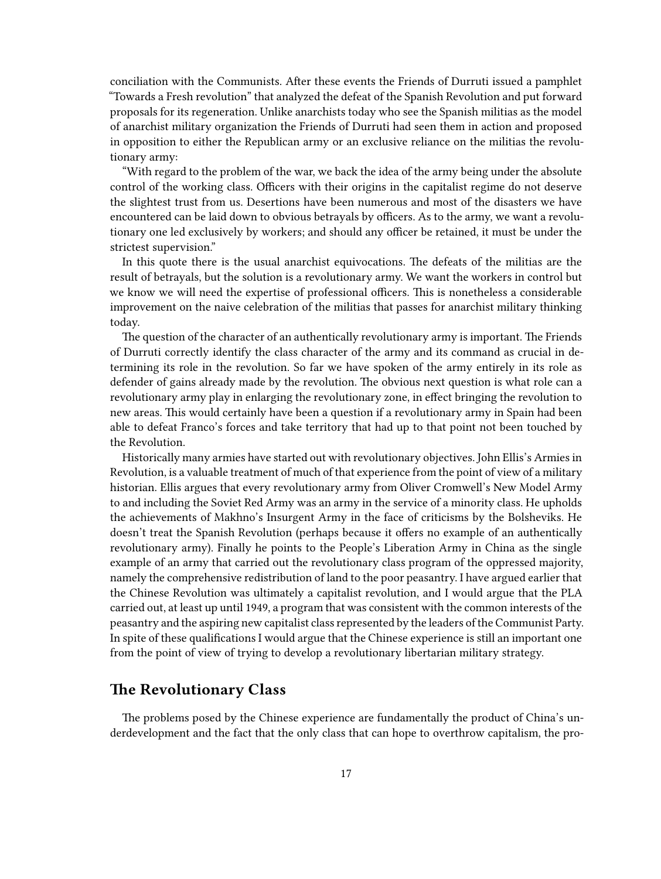conciliation with the Communists. After these events the Friends of Durruti issued a pamphlet "Towards a Fresh revolution" that analyzed the defeat of the Spanish Revolution and put forward proposals for its regeneration. Unlike anarchists today who see the Spanish militias as the model of anarchist military organization the Friends of Durruti had seen them in action and proposed in opposition to either the Republican army or an exclusive reliance on the militias the revolutionary army:

"With regard to the problem of the war, we back the idea of the army being under the absolute control of the working class. Officers with their origins in the capitalist regime do not deserve the slightest trust from us. Desertions have been numerous and most of the disasters we have encountered can be laid down to obvious betrayals by officers. As to the army, we want a revolutionary one led exclusively by workers; and should any officer be retained, it must be under the strictest supervision."

In this quote there is the usual anarchist equivocations. The defeats of the militias are the result of betrayals, but the solution is a revolutionary army. We want the workers in control but we know we will need the expertise of professional officers. This is nonetheless a considerable improvement on the naive celebration of the militias that passes for anarchist military thinking today.

The question of the character of an authentically revolutionary army is important. The Friends of Durruti correctly identify the class character of the army and its command as crucial in determining its role in the revolution. So far we have spoken of the army entirely in its role as defender of gains already made by the revolution. The obvious next question is what role can a revolutionary army play in enlarging the revolutionary zone, in effect bringing the revolution to new areas. This would certainly have been a question if a revolutionary army in Spain had been able to defeat Franco's forces and take territory that had up to that point not been touched by the Revolution.

Historically many armies have started out with revolutionary objectives. John Ellis's Armies in Revolution, is a valuable treatment of much of that experience from the point of view of a military historian. Ellis argues that every revolutionary army from Oliver Cromwell's New Model Army to and including the Soviet Red Army was an army in the service of a minority class. He upholds the achievements of Makhno's Insurgent Army in the face of criticisms by the Bolsheviks. He doesn't treat the Spanish Revolution (perhaps because it offers no example of an authentically revolutionary army). Finally he points to the People's Liberation Army in China as the single example of an army that carried out the revolutionary class program of the oppressed majority, namely the comprehensive redistribution of land to the poor peasantry. I have argued earlier that the Chinese Revolution was ultimately a capitalist revolution, and I would argue that the PLA carried out, at least up until 1949, a program that was consistent with the common interests of the peasantry and the aspiring new capitalist class represented by the leaders of the Communist Party. In spite of these qualifications I would argue that the Chinese experience is still an important one from the point of view of trying to develop a revolutionary libertarian military strategy.

## The Revolutionary Class

The problems posed by the Chinese experience are fundamentally the product of China's underdevelopment and the fact that the only class that can hope to overthrow capitalism, the pro-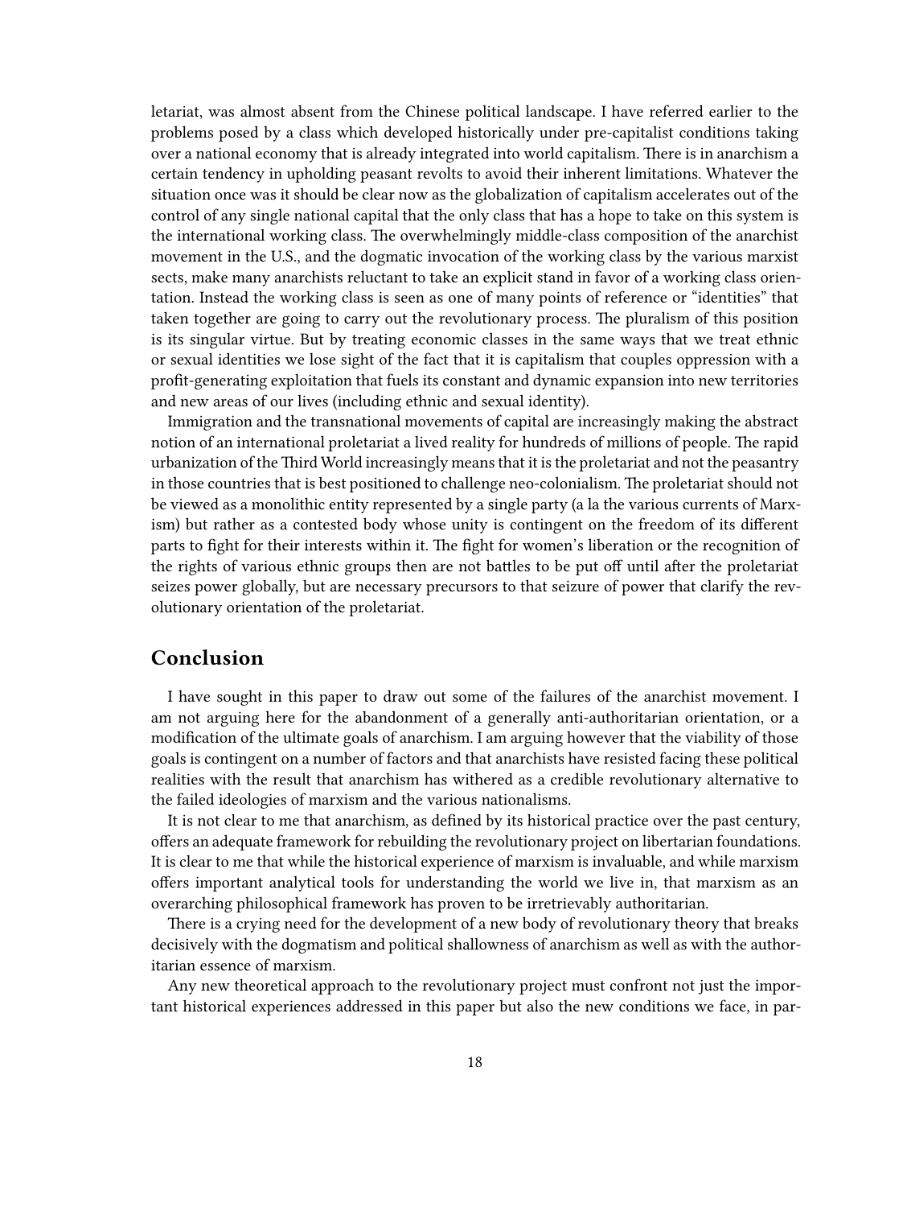letariat, was almost absent from the Chinese political landscape. I have referred earlier to the problems posed by a class which developed historically under pre-capitalist conditions taking over a national economy that is already integrated into world capitalism. There is in anarchism a certain tendency in upholding peasant revolts to avoid their inherent limitations. Whatever the situation once was it should be clear now as the globalization of capitalism accelerates out of the control of any single national capital that the only class that has a hope to take on this system is the international working class. The overwhelmingly middle-class composition of the anarchist movement in the U.S., and the dogmatic invocation of the working class by the various marxist sects, make many anarchists reluctant to take an explicit stand in favor of a working class orientation. Instead the working class is seen as one of many points of reference or "identities" that taken together are going to carry out the revolutionary process. The pluralism of this position is its singular virtue. But by treating economic classes in the same ways that we treat ethnic or sexual identities we lose sight of the fact that it is capitalism that couples oppression with a profit-generating exploitation that fuels its constant and dynamic expansion into new territories and new areas of our lives (including ethnic and sexual identity).

Immigration and the transnational movements of capital are increasingly making the abstract notion of an international proletariat a lived reality for hundreds of millions of people. The rapid urbanization of the Third World increasingly means that it is the proletariat and not the peasantry in those countries that is best positioned to challenge neo-colonialism. The proletariat should not be viewed as a monolithic entity represented by a single party (a la the various currents of Marxism) but rather as a contested body whose unity is contingent on the freedom of its different parts to fight for their interests within it. The fight for women's liberation or the recognition of the rights of various ethnic groups then are not battles to be put off until after the proletariat seizes power globally, but are necessary precursors to that seizure of power that clarify the revolutionary orientation of the proletariat.

## Conclusion

I have sought in this paper to draw out some of the failures of the anarchist movement. I am not arguing here for the abandonment of a generally anti-authoritarian orientation, or a modification of the ultimate goals of anarchism. I am arguing however that the viability of those goals is contingent on a number of factors and that anarchists have resisted facing these political realities with the result that anarchism has withered as a credible revolutionary alternative to the failed ideologies of marxism and the various nationalisms.

It is not clear to me that anarchism, as defined by its historical practice over the past century, offers an adequate framework for rebuilding the revolutionary project on libertarian foundations. It is clear to me that while the historical experience of marxism is invaluable, and while marxism offers important analytical tools for understanding the world we live in, that marxism as an overarching philosophical framework has proven to be irretrievably authoritarian.

There is a crying need for the development of a new body of revolutionary theory that breaks decisively with the dogmatism and political shallowness of anarchism as well as with the authoritarian essence of marxism.

Any new theoretical approach to the revolutionary project must confront not just the important historical experiences addressed in this paper but also the new conditions we face, in par-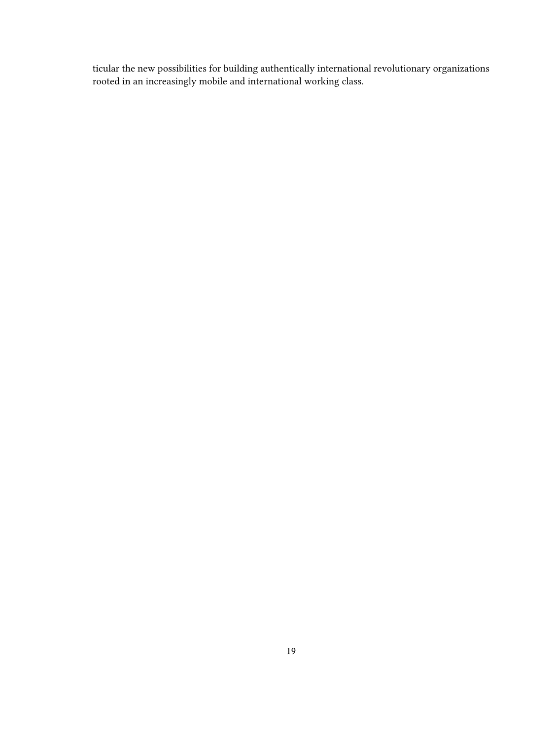ticular the new possibilities for building authentically international revolutionary organizations rooted in an increasingly mobile and international working class.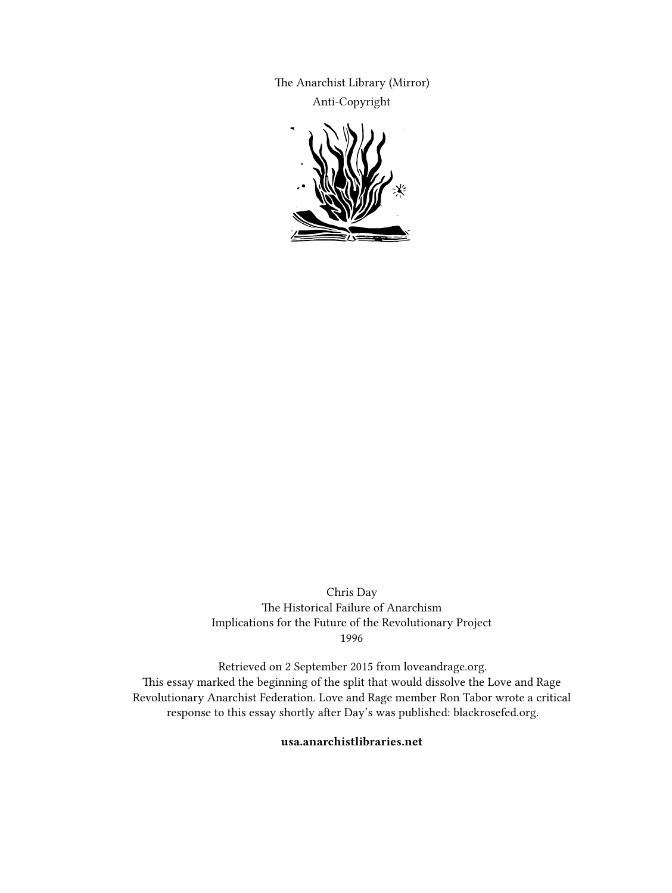The Anarchist Library (Mirror)

Anti-Copyright

Chris Day

The Historical Failure of Anarchism

Implications for the Future of the Revolutionary Project

1996

Retrieved on 2 September 2015 from loveandrage.org.

This essay marked the beginning of the split that would dissolve the Love and Rage Revolutionary Anarchist Federation. Love and Rage member Ron Tabor wrote a critical response to this essay shortly after Day's was published: blackrosefed.org.

**usa.anarchistlibraries.net**